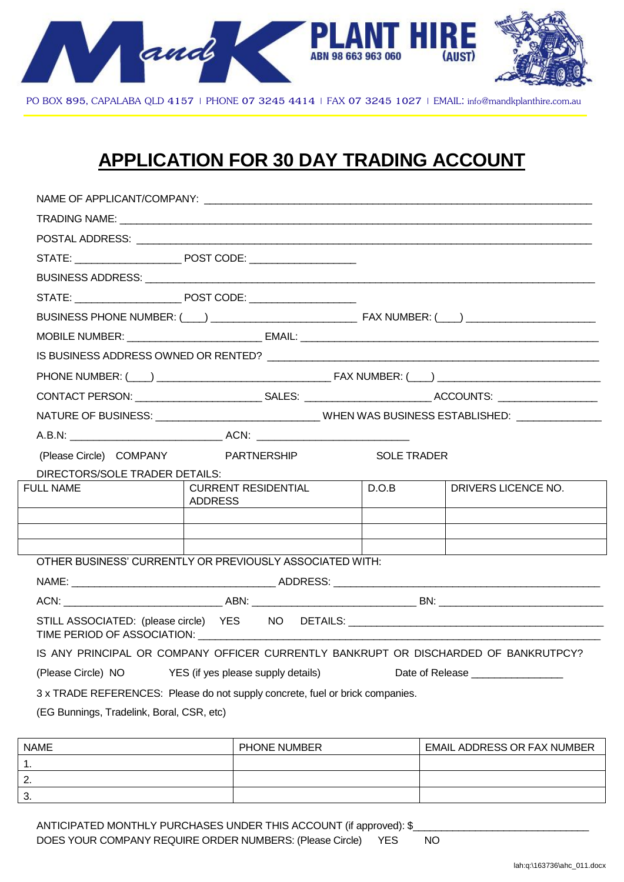M and K PLANT HIRE (AUST) ABN 98 663 963 060

PO BOX 895, CAPALABA QLD 4157 | PHONE 07 3245 4414 | FAX 07 3245 1027 | EMAIL: info@mandkplanthire.com.au

# APPLICATION FOR 30 DAY TRADING ACCOUNT

NAME OF APPLICANT/COMPANY: ____________________________________________

TRADING NAME: ____________________________________________

POSTAL ADDRESS: ____________________________________________

STATE: __________________ POST CODE: __________________

BUSINESS ADDRESS: ____________________________________________

STATE: __________________ POST CODE: __________________

BUSINESS PHONE NUMBER: (___) ________________________ FAX NUMBER: (___) ____________________

MOBILE NUMBER: ______________________ EMAIL: ____________________________________________

IS BUSINESS ADDRESS OWNED OR RENTED? ____________________________________________

PHONE NUMBER: (___) ____________________________ FAX NUMBER: (___) __________________________

CONTACT PERSON: _____________________ SALES: _____________________ ACCOUNTS: ________________

NATURE OF BUSINESS: ___________________________ WHEN WAS BUSINESS ESTABLISHED: ______________

A.B.N: __________________________ ACN: __________________________

(Please Circle) COMPANY PARTNERSHIP SOLE TRADER

DIRECTORS/SOLE TRADER DETAILS:

| FULL NAME | CURRENT RESIDENTIAL ADDRESS | D.O.B | DRIVERS LICENCE NO. |
|---|---|---|---|
| | | | |
| | | | |
| | | | |

OTHER BUSINESS' CURRENTLY OR PREVIOUSLY ASSOCIATED WITH:

NAME: __________________________________ ADDRESS: ____________________________________________

ACN: __________________________ ABN: ____________________________ BN: ____________________________

STILL ASSOCIATED: (please circle) YES NO DETAILS: ____________________________________________
TIME PERIOD OF ASSOCIATION: ____________________________________________

IS ANY PRINCIPAL OR COMPANY OFFICER CURRENTLY BANKRUPT OR DISCHARDED OF BANKRUPTCY?

(Please Circle) NO YES (if yes please supply details) Date of Release _______________

3 x TRADE REFERENCES: Please do not supply concrete, fuel or brick companies.

(EG Bunnings, Tradelink, Boral, CSR, etc)

| NAME | PHONE NUMBER | EMAIL ADDRESS OR FAX NUMBER |
|---|---|---|
| 1. | | |
| 2. | | |
| 3. | | |

ANTICIPATED MONTHLY PURCHASES UNDER THIS ACCOUNT (if approved): $______________________________
DOES YOUR COMPANY REQUIRE ORDER NUMBERS: (Please Circle) YES NO

lah:q:\163736\ahc_011.docx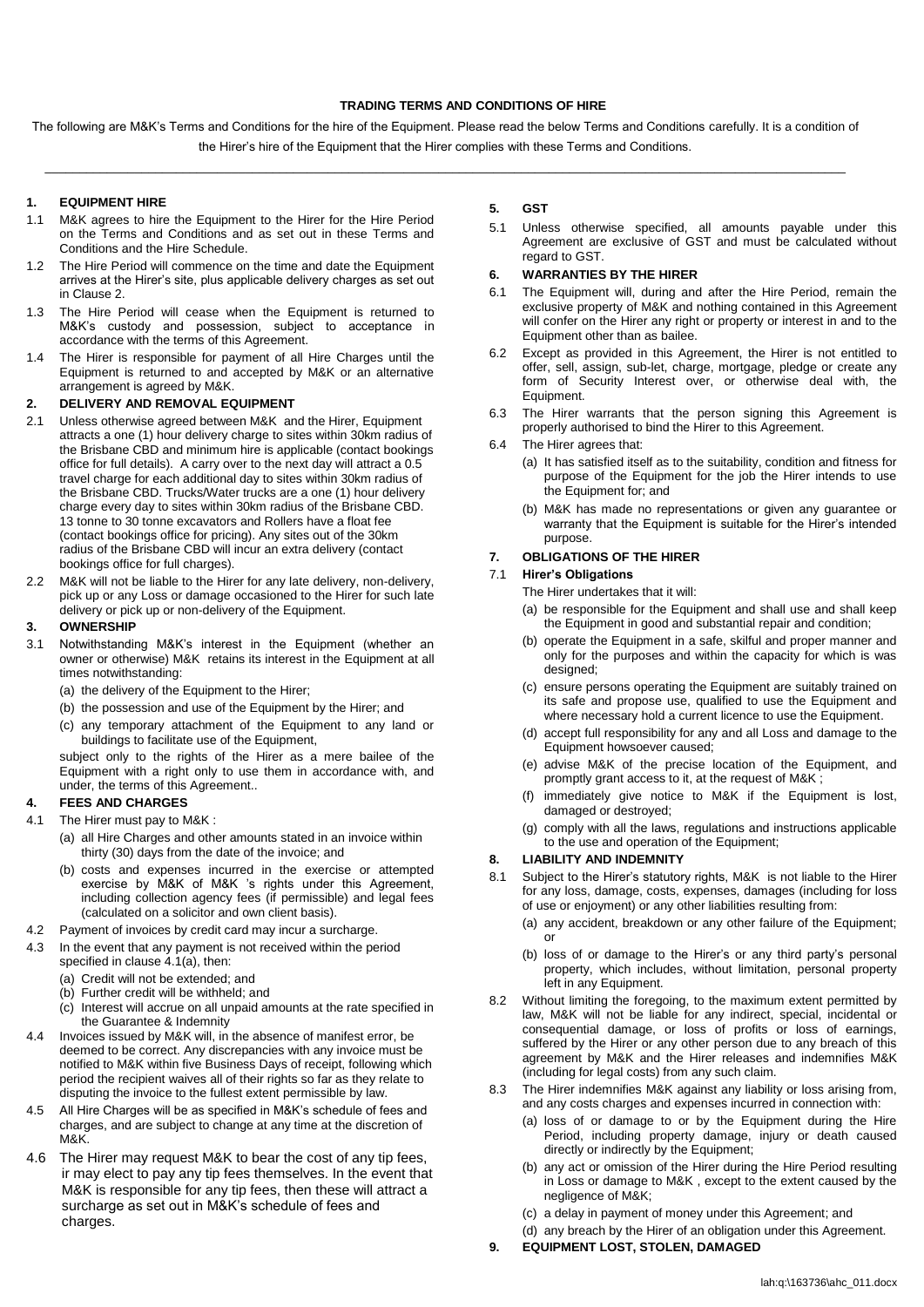**TRADING TERMS AND CONDITIONS OF HIRE**

The following are M&K's Terms and Conditions for the hire of the Equipment. Please read the below Terms and Conditions carefully. It is a condition of the Hirer's hire of the Equipment that the Hirer complies with these Terms and Conditions.

---

**1. EQUIPMENT HIRE**

1.1 M&K agrees to hire the Equipment to the Hirer for the Hire Period on the Terms and Conditions and as set out in these Terms and Conditions and the Hire Schedule.

1.2 The Hire Period will commence on the time and date the Equipment arrives at the Hirer's site, plus applicable delivery charges as set out in Clause 2.

1.3 The Hire Period will cease when the Equipment is returned to M&K's custody and possession, subject to acceptance in accordance with the terms of this Agreement.

1.4 The Hirer is responsible for payment of all Hire Charges until the Equipment is returned to and accepted by M&K or an alternative arrangement is agreed by M&K.

**2. DELIVERY AND REMOVAL EQUIPMENT**

2.1 Unless otherwise agreed between M&K and the Hirer, Equipment attracts a one (1) hour delivery charge to sites within 30km radius of the Brisbane CBD and minimum hire is applicable (contact bookings office for full details). A carry over to the next day will attract a 0.5 travel charge for each additional day to sites within 30km radius of the Brisbane CBD. Trucks/Water trucks are a one (1) hour delivery charge every day to sites within 30km radius of the Brisbane CBD. 13 tonne to 30 tonne excavators and Rollers have a float fee (contact bookings office for pricing). Any sites out of the 30km radius of the Brisbane CBD will incur an extra delivery (contact bookings office for full charges).

2.2 M&K will not be liable to the Hirer for any late delivery, non-delivery, pick up or any Loss or damage occasioned to the Hirer for such late delivery or pick up or non-delivery of the Equipment.

**3. OWNERSHIP**

3.1 Notwithstanding M&K's interest in the Equipment (whether an owner or otherwise) M&K retains its interest in the Equipment at all times notwithstanding:

(a) the delivery of the Equipment to the Hirer;

(b) the possession and use of the Equipment by the Hirer; and

(c) any temporary attachment of the Equipment to any land or buildings to facilitate use of the Equipment,

subject only to the rights of the Hirer as a mere bailee of the Equipment with a right only to use them in accordance with, and under, the terms of this Agreement..

**4. FEES AND CHARGES**

4.1 The Hirer must pay to M&K :

(a) all Hire Charges and other amounts stated in an invoice within thirty (30) days from the date of the invoice; and

(b) costs and expenses incurred in the exercise or attempted exercise by M&K of M&K 's rights under this Agreement, including collection agency fees (if permissible) and legal fees (calculated on a solicitor and own client basis).

4.2 Payment of invoices by credit card may incur a surcharge.

4.3 In the event that any payment is not received within the period specified in clause 4.1(a), then:

(a) Credit will not be extended; and

(b) Further credit will be withheld; and

(c) Interest will accrue on all unpaid amounts at the rate specified in the Guarantee & Indemnity

4.4 Invoices issued by M&K will, in the absence of manifest error, be deemed to be correct. Any discrepancies with any invoice must be notified to M&K within five Business Days of receipt, following which period the recipient waives all of their rights so far as they relate to disputing the invoice to the fullest extent permissible by law.

4.5 All Hire Charges will be as specified in M&K's schedule of fees and charges, and are subject to change at any time at the discretion of M&K.

4.6 The Hirer may request M&K to bear the cost of any tip fees, ir may elect to pay any tip fees themselves. In the event that M&K is responsible for any tip fees, then these will attract a surcharge as set out in M&K's schedule of fees and charges.

**5. GST**

5.1 Unless otherwise specified, all amounts payable under this Agreement are exclusive of GST and must be calculated without regard to GST.

**6. WARRANTIES BY THE HIRER**

6.1 The Equipment will, during and after the Hire Period, remain the exclusive property of M&K and nothing contained in this Agreement will confer on the Hirer any right or property or interest in and to the Equipment other than as bailee.

6.2 Except as provided in this Agreement, the Hirer is not entitled to offer, sell, assign, sub-let, charge, mortgage, pledge or create any form of Security Interest over, or otherwise deal with, the Equipment.

6.3 The Hirer warrants that the person signing this Agreement is properly authorised to bind the Hirer to this Agreement.

6.4 The Hirer agrees that:

(a) It has satisfied itself as to the suitability, condition and fitness for purpose of the Equipment for the job the Hirer intends to use the Equipment for; and

(b) M&K has made no representations or given any guarantee or warranty that the Equipment is suitable for the Hirer's intended purpose.

**7. OBLIGATIONS OF THE HIRER**

7.1 **Hirer's Obligations**

The Hirer undertakes that it will:

(a) be responsible for the Equipment and shall use and shall keep the Equipment in good and substantial repair and condition;

(b) operate the Equipment in a safe, skilful and proper manner and only for the purposes and within the capacity for which is was designed;

(c) ensure persons operating the Equipment are suitably trained on its safe and propose use, qualified to use the Equipment and where necessary hold a current licence to use the Equipment.

(d) accept full responsibility for any and all Loss and damage to the Equipment howsoever caused;

(e) advise M&K of the precise location of the Equipment, and promptly grant access to it, at the request of M&K ;

(f) immediately give notice to M&K if the Equipment is lost, damaged or destroyed;

(g) comply with all the laws, regulations and instructions applicable to the use and operation of the Equipment;

**8. LIABILITY AND INDEMNITY**

8.1 Subject to the Hirer's statutory rights, M&K is not liable to the Hirer for any loss, damage, costs, expenses, damages (including for loss of use or enjoyment) or any other liabilities resulting from:

(a) any accident, breakdown or any other failure of the Equipment; or

(b) loss of or damage to the Hirer's or any third party's personal property, which includes, without limitation, personal property left in any Equipment.

8.2 Without limiting the foregoing, to the maximum extent permitted by law, M&K will not be liable for any indirect, special, incidental or consequential damage, or loss of profits or loss of earnings, suffered by the Hirer or any other person due to any breach of this agreement by M&K and the Hirer releases and indemnifies M&K (including for legal costs) from any such claim.

8.3 The Hirer indemnifies M&K against any liability or loss arising from, and any costs charges and expenses incurred in connection with:

(a) loss of or damage to or by the Equipment during the Hire Period, including property damage, injury or death caused directly or indirectly by the Equipment;

(b) any act or omission of the Hirer during the Hire Period resulting in Loss or damage to M&K , except to the extent caused by the negligence of M&K;

(c) a delay in payment of money under this Agreement; and

(d) any breach by the Hirer of an obligation under this Agreement.

**9. EQUIPMENT LOST, STOLEN, DAMAGED**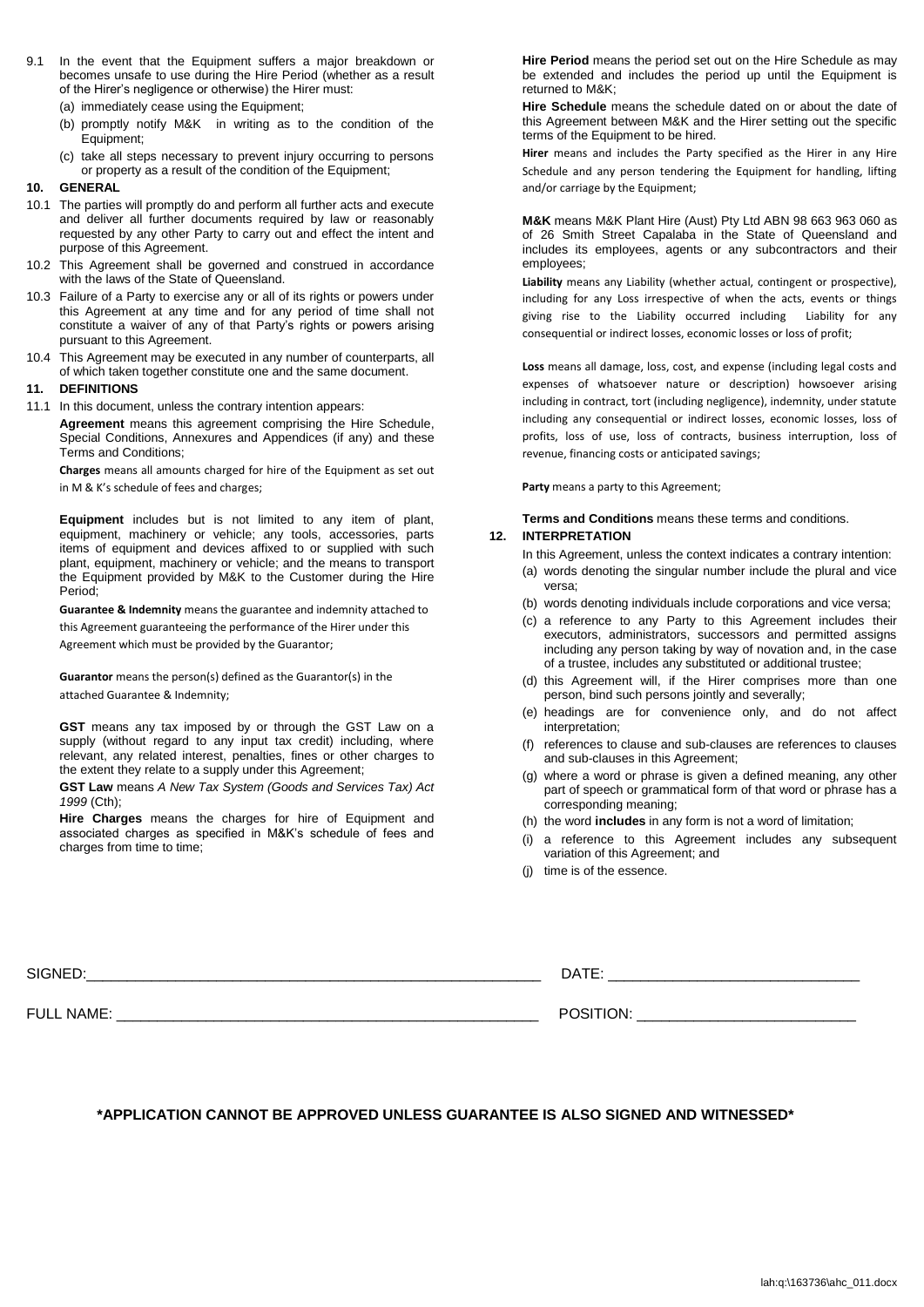9.1 In the event that the Equipment suffers a major breakdown or becomes unsafe to use during the Hire Period (whether as a result of the Hirer's negligence or otherwise) the Hirer must:

(a) immediately cease using the Equipment;

(b) promptly notify M&K in writing as to the condition of the Equipment;

(c) take all steps necessary to prevent injury occurring to persons or property as a result of the condition of the Equipment;

## 10. GENERAL

10.1 The parties will promptly do and perform all further acts and execute and deliver all further documents required by law or reasonably requested by any other Party to carry out and effect the intent and purpose of this Agreement.

10.2 This Agreement shall be governed and construed in accordance with the laws of the State of Queensland.

10.3 Failure of a Party to exercise any or all of its rights or powers under this Agreement at any time and for any period of time shall not constitute a waiver of any of that Party's rights or powers arising pursuant to this Agreement.

10.4 This Agreement may be executed in any number of counterparts, all of which taken together constitute one and the same document.

## 11. DEFINITIONS

11.1 In this document, unless the contrary intention appears:

**Agreement** means this agreement comprising the Hire Schedule, Special Conditions, Annexures and Appendices (if any) and these Terms and Conditions;

**Charges** means all amounts charged for hire of the Equipment as set out in M & K's schedule of fees and charges;

**Equipment** includes but is not limited to any item of plant, equipment, machinery or vehicle; any tools, accessories, parts items of equipment and devices affixed to or supplied with such plant, equipment, machinery or vehicle; and the means to transport the Equipment provided by M&K to the Customer during the Hire Period;

**Guarantee & Indemnity** means the guarantee and indemnity attached to this Agreement guaranteeing the performance of the Hirer under this Agreement which must be provided by the Guarantor;

**Guarantor** means the person(s) defined as the Guarantor(s) in the attached Guarantee & Indemnity;

**GST** means any tax imposed by or through the GST Law on a supply (without regard to any input tax credit) including, where relevant, any related interest, penalties, fines or other charges to the extent they relate to a supply under this Agreement;

**GST Law** means *A New Tax System (Goods and Services Tax) Act 1999* (Cth);

**Hire Charges** means the charges for hire of Equipment and associated charges as specified in M&K's schedule of fees and charges from time to time;

**Hire Period** means the period set out on the Hire Schedule as may be extended and includes the period up until the Equipment is returned to M&K;

**Hire Schedule** means the schedule dated on or about the date of this Agreement between M&K and the Hirer setting out the specific terms of the Equipment to be hired.

**Hirer** means and includes the Party specified as the Hirer in any Hire Schedule and any person tendering the Equipment for handling, lifting and/or carriage by the Equipment;

**M&K** means M&K Plant Hire (Aust) Pty Ltd ABN 98 663 963 060 as of 26 Smith Street Capalaba in the State of Queensland and includes its employees, agents or any subcontractors and their employees;

**Liability** means any Liability (whether actual, contingent or prospective), including for any Loss irrespective of when the acts, events or things giving rise to the Liability occurred including Liability for any consequential or indirect losses, economic losses or loss of profit;

**Loss** means all damage, loss, cost, and expense (including legal costs and expenses of whatsoever nature or description) howsoever arising including in contract, tort (including negligence), indemnity, under statute including any consequential or indirect losses, economic losses, loss of profits, loss of use, loss of contracts, business interruption, loss of revenue, financing costs or anticipated savings;

**Party** means a party to this Agreement;

**Terms and Conditions** means these terms and conditions.

## 12. INTERPRETATION

In this Agreement, unless the context indicates a contrary intention:

(a) words denoting the singular number include the plural and vice versa;

(b) words denoting individuals include corporations and vice versa;

(c) a reference to any Party to this Agreement includes their executors, administrators, successors and permitted assigns including any person taking by way of novation and, in the case of a trustee, includes any substituted or additional trustee;

(d) this Agreement will, if the Hirer comprises more than one person, bind such persons jointly and severally;

(e) headings are for convenience only, and do not affect interpretation;

(f) references to clause and sub-clauses are references to clauses and sub-clauses in this Agreement;

(g) where a word or phrase is given a defined meaning, any other part of speech or grammatical form of that word or phrase has a corresponding meaning;

(h) the word **includes** in any form is not a word of limitation;

(i) a reference to this Agreement includes any subsequent variation of this Agreement; and

(j) time is of the essence.

SIGNED:\_\_\_\_\_\_\_\_\_\_\_\_\_\_\_\_\_\_\_\_\_\_\_\_\_\_\_\_\_\_\_\_\_\_\_\_\_\_\_\_ DATE: \_\_\_\_\_\_\_\_\_\_\_\_\_\_\_\_\_\_\_\_\_\_\_\_

FULL NAME: \_\_\_\_\_\_\_\_\_\_\_\_\_\_\_\_\_\_\_\_\_\_\_\_\_\_\_\_\_\_\_\_\_\_\_\_\_\_ POSITION: \_\_\_\_\_\_\_\_\_\_\_\_\_\_\_\_\_\_\_\_\_\_

**\*APPLICATION CANNOT BE APPROVED UNLESS GUARANTEE IS ALSO SIGNED AND WITNESSED\***

lah:q:\163736\ahc_011.docx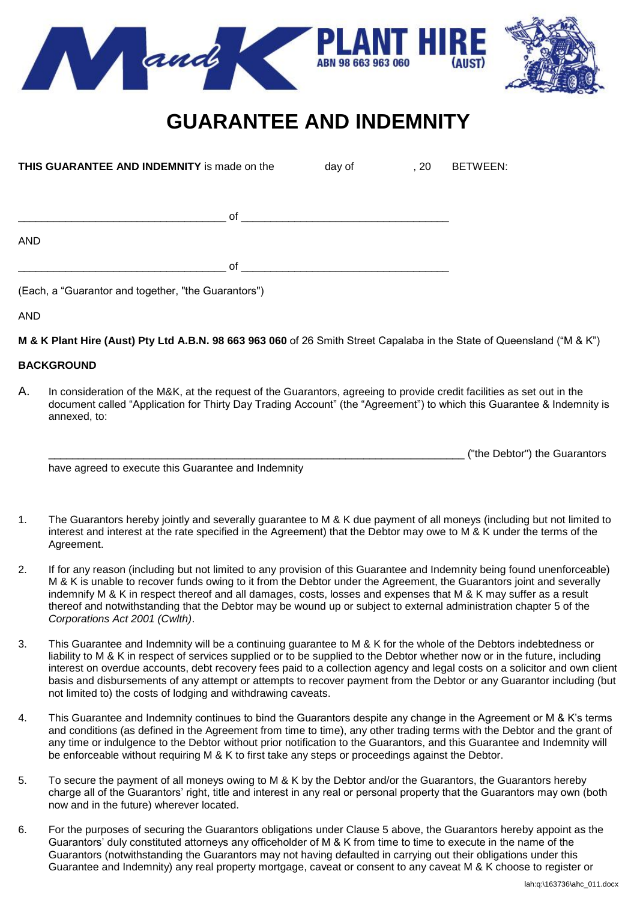# GUARANTEE AND INDEMNITY

**THIS GUARANTEE AND INDEMNITY** is made on the day of , 20 BETWEEN:

___________________________________ of ___________________________________

AND

___________________________________ of ___________________________________

(Each, a "Guarantor and together, "the Guarantors")

AND

**M & K Plant Hire (Aust) Pty Ltd A.B.N. 98 663 963 060** of 26 Smith Street Capalaba in the State of Queensland ("M & K")

**BACKGROUND**

A. In consideration of the M&K, at the request of the Guarantors, agreeing to provide credit facilities as set out in the document called "Application for Thirty Day Trading Account" (the "Agreement") to which this Guarantee & Indemnity is annexed, to:

_________________________________________________________________________ ("the Debtor") the Guarantors have agreed to execute this Guarantee and Indemnity

1. The Guarantors hereby jointly and severally guarantee to M & K due payment of all moneys (including but not limited to interest and interest at the rate specified in the Agreement) that the Debtor may owe to M & K under the terms of the Agreement.

2. If for any reason (including but not limited to any provision of this Guarantee and Indemnity being found unenforceable) M & K is unable to recover funds owing to it from the Debtor under the Agreement, the Guarantors joint and severally indemnify M & K in respect thereof and all damages, costs, losses and expenses that M & K may suffer as a result thereof and notwithstanding that the Debtor may be wound up or subject to external administration chapter 5 of the *Corporations Act 2001 (Cwlth)*.

3. This Guarantee and Indemnity will be a continuing guarantee to M & K for the whole of the Debtors indebtedness or liability to M & K in respect of services supplied or to be supplied to the Debtor whether now or in the future, including interest on overdue accounts, debt recovery fees paid to a collection agency and legal costs on a solicitor and own client basis and disbursements of any attempt or attempts to recover payment from the Debtor or any Guarantor including (but not limited to) the costs of lodging and withdrawing caveats.

4. This Guarantee and Indemnity continues to bind the Guarantors despite any change in the Agreement or M & K's terms and conditions (as defined in the Agreement from time to time), any other trading terms with the Debtor and the grant of any time or indulgence to the Debtor without prior notification to the Guarantors, and this Guarantee and Indemnity will be enforceable without requiring M & K to first take any steps or proceedings against the Debtor.

5. To secure the payment of all moneys owing to M & K by the Debtor and/or the Guarantors, the Guarantors hereby charge all of the Guarantors' right, title and interest in any real or personal property that the Guarantors may own (both now and in the future) wherever located.

6. For the purposes of securing the Guarantors obligations under Clause 5 above, the Guarantors hereby appoint as the Guarantors' duly constituted attorneys any officeholder of M & K from time to time to execute in the name of the Guarantors (notwithstanding the Guarantors may not having defaulted in carrying out their obligations under this Guarantee and Indemnity) any real property mortgage, caveat or consent to any caveat M & K choose to register or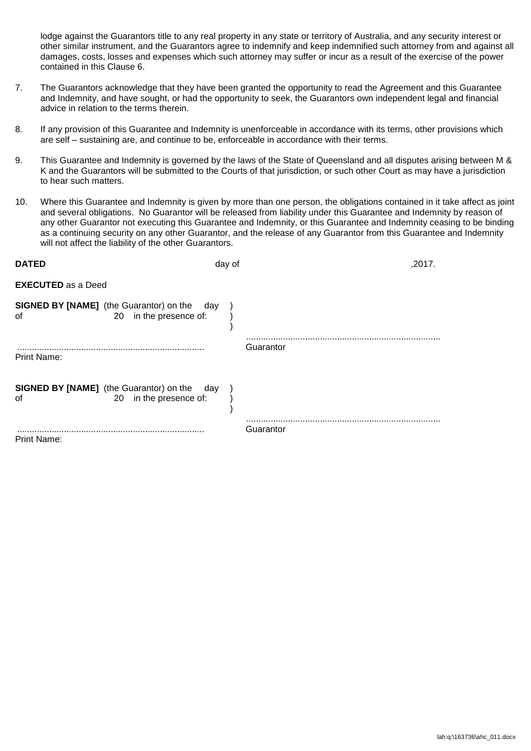lodge against the Guarantors title to any real property in any state or territory of Australia, and any security interest or other similar instrument, and the Guarantors agree to indemnify and keep indemnified such attorney from and against all damages, costs, losses and expenses which such attorney may suffer or incur as a result of the exercise of the power contained in this Clause 6.

7. The Guarantors acknowledge that they have been granted the opportunity to read the Agreement and this Guarantee and Indemnity, and have sought, or had the opportunity to seek, the Guarantors own independent legal and financial advice in relation to the terms therein.

8. If any provision of this Guarantee and Indemnity is unenforceable in accordance with its terms, other provisions which are self – sustaining are, and continue to be, enforceable in accordance with their terms.

9. This Guarantee and Indemnity is governed by the laws of the State of Queensland and all disputes arising between M & K and the Guarantors will be submitted to the Courts of that jurisdiction, or such other Court as may have a jurisdiction to hear such matters.

10. Where this Guarantee and Indemnity is given by more than one person, the obligations contained in it take affect as joint and several obligations. No Guarantor will be released from liability under this Guarantee and Indemnity by reason of any other Guarantor not executing this Guarantee and Indemnity, or this Guarantee and Indemnity ceasing to be binding as a continuing security on any other Guarantor, and the release of any Guarantor from this Guarantee and Indemnity will not affect the liability of the other Guarantors.

**DATED** day of ,2017.

**EXECUTED** as a Deed

**SIGNED BY [NAME]** (the Guarantor) on the day of 20 in the presence of: )
)
)

............................................................................ ..............................................................................
Print Name: Guarantor

**SIGNED BY [NAME]** (the Guarantor) on the day of 20 in the presence of: )
)
)

............................................................................ ..............................................................................
Print Name: Guarantor

lah:q:\163736\ahc_011.docx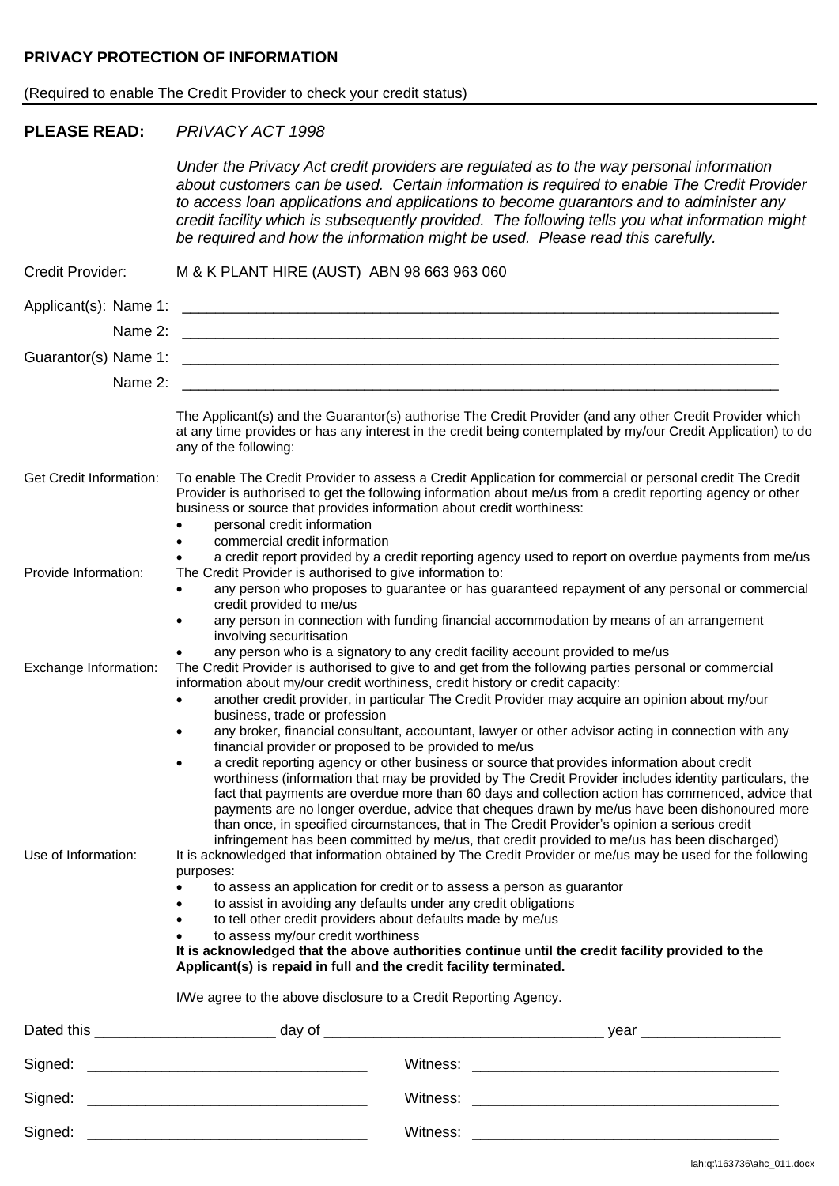## PRIVACY PROTECTION OF INFORMATION

(Required to enable The Credit Provider to check your credit status)

**PLEASE READ:** *PRIVACY ACT 1998*

*Under the Privacy Act credit providers are regulated as to the way personal information about customers can be used. Certain information is required to enable The Credit Provider to access loan applications and applications to become guarantors and to administer any credit facility which is subsequently provided. The following tells you what information might be required and how the information might be used. Please read this carefully.*

Credit Provider: M & K PLANT HIRE (AUST) ABN 98 663 963 060

Applicant(s): Name 1: ___________________________________________

Name 2: ___________________________________________

Guarantor(s) Name 1: ___________________________________________

Name 2: ___________________________________________

The Applicant(s) and the Guarantor(s) authorise The Credit Provider (and any other Credit Provider which at any time provides or has any interest in the credit being contemplated by my/our Credit Application) to do any of the following:

**Get Credit Information:** To enable The Credit Provider to assess a Credit Application for commercial or personal credit The Credit Provider is authorised to get the following information about me/us from a credit reporting agency or other business or source that provides information about credit worthiness:

- personal credit information
- commercial credit information
- a credit report provided by a credit reporting agency used to report on overdue payments from me/us

**Provide Information:** The Credit Provider is authorised to give information to:

- any person who proposes to guarantee or has guaranteed repayment of any personal or commercial credit provided to me/us
- any person in connection with funding financial accommodation by means of an arrangement involving securitisation
- any person who is a signatory to any credit facility account provided to me/us

**Exchange Information:** The Credit Provider is authorised to give to and get from the following parties personal or commercial information about my/our credit worthiness, credit history or credit capacity:

- another credit provider, in particular The Credit Provider may acquire an opinion about my/our business, trade or profession
- any broker, financial consultant, accountant, lawyer or other advisor acting in connection with any financial provider or proposed to be provided to me/us
- a credit reporting agency or other business or source that provides information about credit worthiness (information that may be provided by The Credit Provider includes identity particulars, the fact that payments are overdue more than 60 days and collection action has commenced, advice that payments are no longer overdue, advice that cheques drawn by me/us have been dishonoured more than once, in specified circumstances, that in The Credit Provider's opinion a serious credit infringement has been committed by me/us, that credit provided to me/us has been discharged)

**Use of Information:** It is acknowledged that information obtained by The Credit Provider or me/us may be used for the following purposes:

- to assess an application for credit or to assess a person as guarantor
- to assist in avoiding any defaults under any credit obligations
- to tell other credit providers about defaults made by me/us
- to assess my/our credit worthiness

**It is acknowledged that the above authorities continue until the credit facility provided to the Applicant(s) is repaid in full and the credit facility terminated.**

I/We agree to the above disclosure to a Credit Reporting Agency.

Dated this ____________________ day of ______________________________ year _______________

Signed: ______________________________ Witness: ______________________________

Signed: ______________________________ Witness: ______________________________

Signed: ______________________________ Witness: ______________________________

lah:q:\163736\ahc_011.docx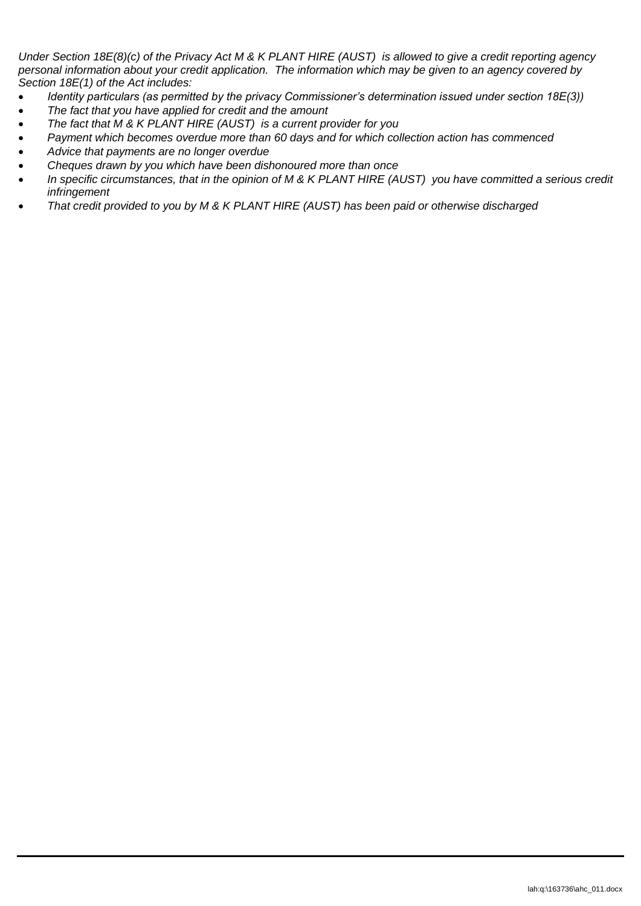*Under Section 18E(8)(c) of the Privacy Act M & K PLANT HIRE (AUST) is allowed to give a credit reporting agency personal information about your credit application. The information which may be given to an agency covered by Section 18E(1) of the Act includes:*

- *Identity particulars (as permitted by the privacy Commissioner's determination issued under section 18E(3))*
- *The fact that you have applied for credit and the amount*
- *The fact that M & K PLANT HIRE (AUST) is a current provider for you*
- *Payment which becomes overdue more than 60 days and for which collection action has commenced*
- *Advice that payments are no longer overdue*
- *Cheques drawn by you which have been dishonoured more than once*
- *In specific circumstances, that in the opinion of M & K PLANT HIRE (AUST) you have committed a serious credit infringement*
- *That credit provided to you by M & K PLANT HIRE (AUST) has been paid or otherwise discharged*